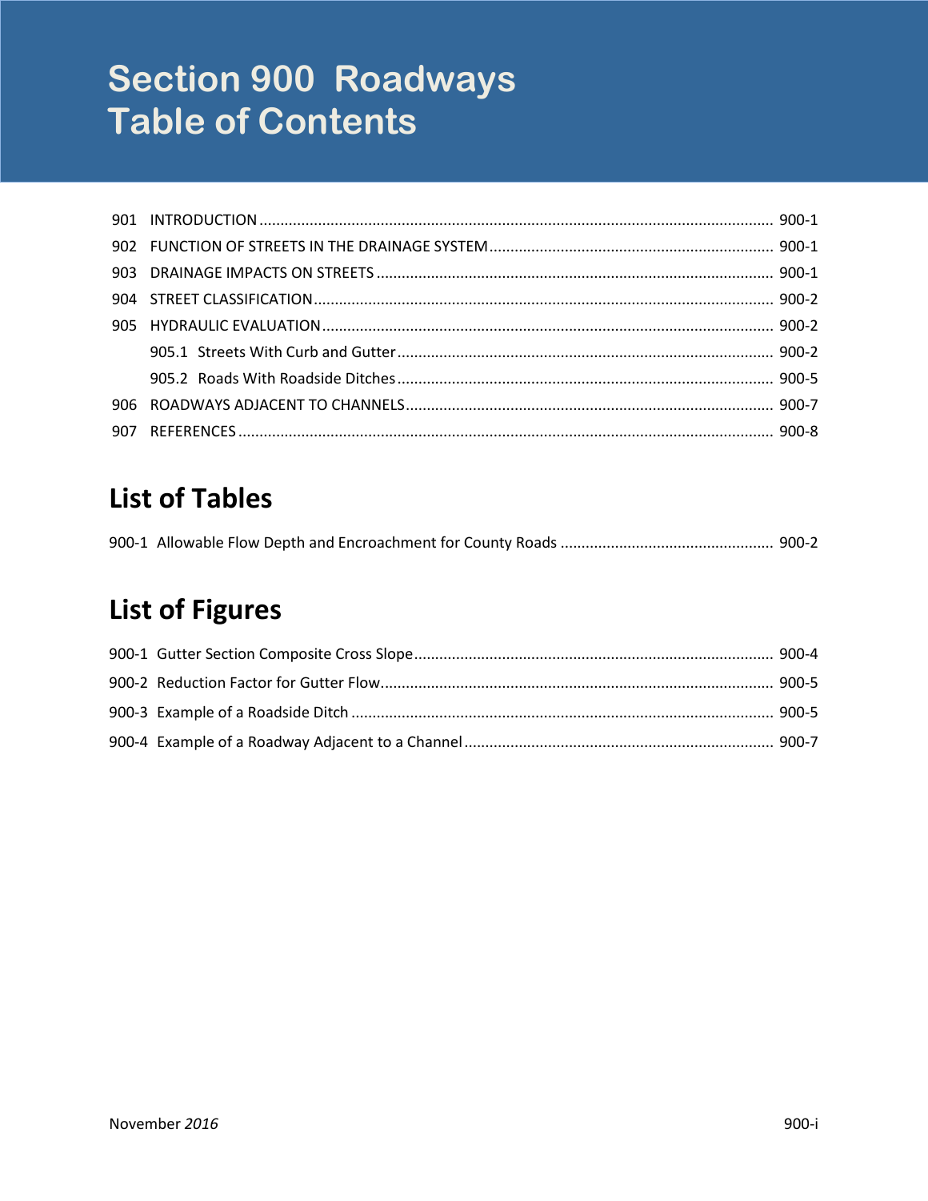# Section 900 Roadways
# Table of Contents

901 INTRODUCTION ........................................................................................................................ 900-1

902 FUNCTION OF STREETS IN THE DRAINAGE SYSTEM ................................................................... 900-1

903 DRAINAGE IMPACTS ON STREETS ............................................................................................. 900-1

904 STREET CLASSIFICATION ............................................................................................................ 900-2

905 HYDRAULIC EVALUATION .......................................................................................................... 900-2

- 905.1 Streets With Curb and Gutter ......................................................................................... 900-2
- 905.2 Roads With Roadside Ditches ......................................................................................... 900-5

906 ROADWAYS ADJACENT TO CHANNELS ....................................................................................... 900-7

907 REFERENCES .............................................................................................................................. 900-8

## List of Tables

900-1 Allowable Flow Depth and Encroachment for County Roads .................................................. 900-2

## List of Figures

900-1 Gutter Section Composite Cross Slope..................................................................................... 900-4

900-2 Reduction Factor for Gutter Flow............................................................................................ 900-5

900-3 Example of a Roadside Ditch .................................................................................................... 900-5

900-4 Example of a Roadway Adjacent to a Channel ......................................................................... 900-7

November *2016*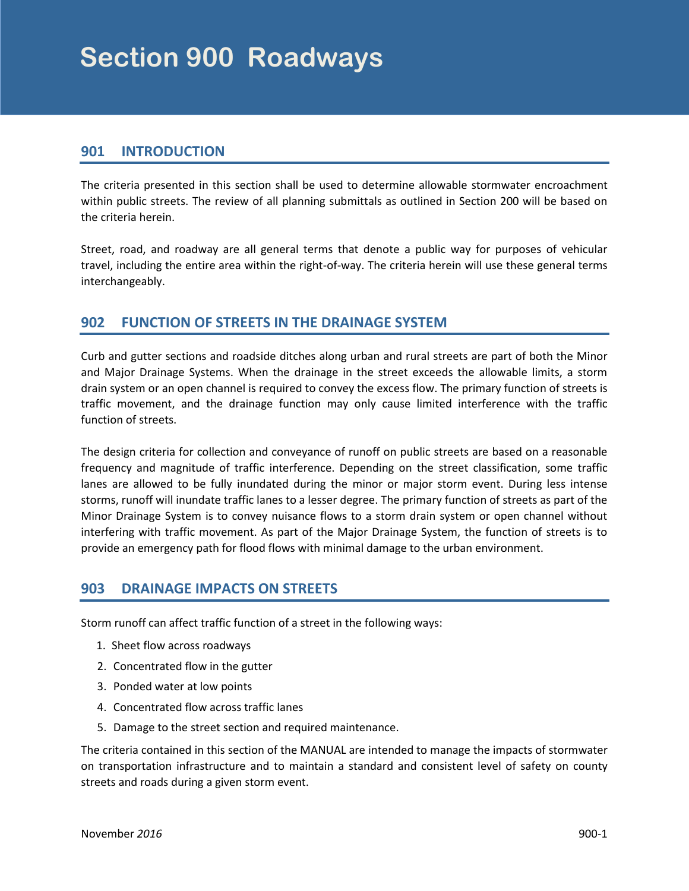# Section 900 Roadways

## 901 INTRODUCTION

The criteria presented in this section shall be used to determine allowable stormwater encroachment within public streets. The review of all planning submittals as outlined in Section 200 will be based on the criteria herein.

Street, road, and roadway are all general terms that denote a public way for purposes of vehicular travel, including the entire area within the right-of-way. The criteria herein will use these general terms interchangeably.

## 902 FUNCTION OF STREETS IN THE DRAINAGE SYSTEM

Curb and gutter sections and roadside ditches along urban and rural streets are part of both the Minor and Major Drainage Systems. When the drainage in the street exceeds the allowable limits, a storm drain system or an open channel is required to convey the excess flow. The primary function of streets is traffic movement, and the drainage function may only cause limited interference with the traffic function of streets.

The design criteria for collection and conveyance of runoff on public streets are based on a reasonable frequency and magnitude of traffic interference. Depending on the street classification, some traffic lanes are allowed to be fully inundated during the minor or major storm event. During less intense storms, runoff will inundate traffic lanes to a lesser degree. The primary function of streets as part of the Minor Drainage System is to convey nuisance flows to a storm drain system or open channel without interfering with traffic movement. As part of the Major Drainage System, the function of streets is to provide an emergency path for flood flows with minimal damage to the urban environment.

## 903 DRAINAGE IMPACTS ON STREETS

Storm runoff can affect traffic function of a street in the following ways:

1. Sheet flow across roadways
2. Concentrated flow in the gutter
3. Ponded water at low points
4. Concentrated flow across traffic lanes
5. Damage to the street section and required maintenance.

The criteria contained in this section of the MANUAL are intended to manage the impacts of stormwater on transportation infrastructure and to maintain a standard and consistent level of safety on county streets and roads during a given storm event.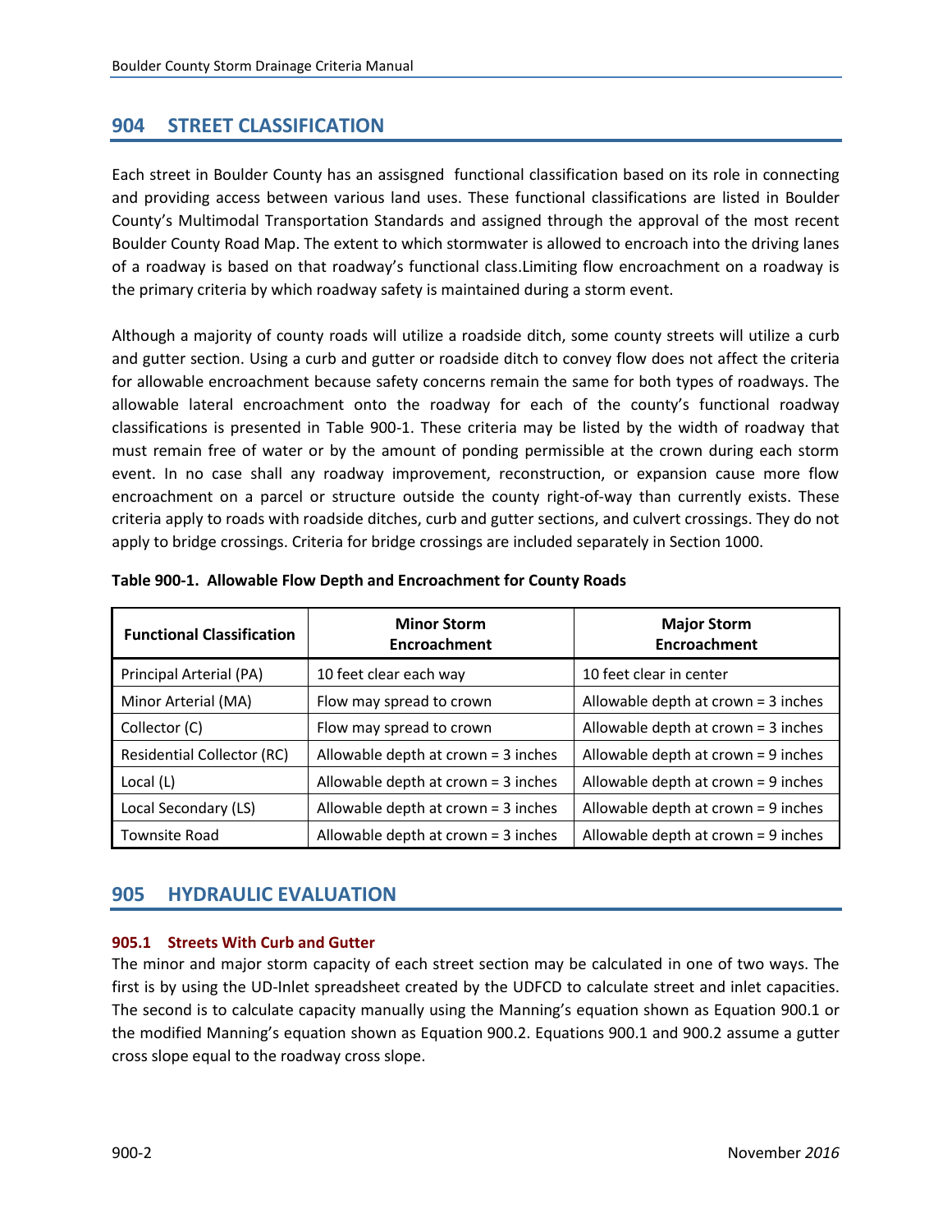## 904 STREET CLASSIFICATION

Each street in Boulder County has an assisgned functional classification based on its role in connecting and providing access between various land uses. These functional classifications are listed in Boulder County's Multimodal Transportation Standards and assigned through the approval of the most recent Boulder County Road Map. The extent to which stormwater is allowed to encroach into the driving lanes of a roadway is based on that roadway's functional class.Limiting flow encroachment on a roadway is the primary criteria by which roadway safety is maintained during a storm event.

Although a majority of county roads will utilize a roadside ditch, some county streets will utilize a curb and gutter section. Using a curb and gutter or roadside ditch to convey flow does not affect the criteria for allowable encroachment because safety concerns remain the same for both types of roadways. The allowable lateral encroachment onto the roadway for each of the county's functional roadway classifications is presented in Table 900-1. These criteria may be listed by the width of roadway that must remain free of water or by the amount of ponding permissible at the crown during each storm event. In no case shall any roadway improvement, reconstruction, or expansion cause more flow encroachment on a parcel or structure outside the county right-of-way than currently exists. These criteria apply to roads with roadside ditches, curb and gutter sections, and culvert crossings. They do not apply to bridge crossings. Criteria for bridge crossings are included separately in Section 1000.

**Table 900-1. Allowable Flow Depth and Encroachment for County Roads**

| Functional Classification | Minor Storm Encroachment | Major Storm Encroachment |
|---|---|---|
| Principal Arterial (PA) | 10 feet clear each way | 10 feet clear in center |
| Minor Arterial (MA) | Flow may spread to crown | Allowable depth at crown = 3 inches |
| Collector (C) | Flow may spread to crown | Allowable depth at crown = 3 inches |
| Residential Collector (RC) | Allowable depth at crown = 3 inches | Allowable depth at crown = 9 inches |
| Local (L) | Allowable depth at crown = 3 inches | Allowable depth at crown = 9 inches |
| Local Secondary (LS) | Allowable depth at crown = 3 inches | Allowable depth at crown = 9 inches |
| Townsite Road | Allowable depth at crown = 3 inches | Allowable depth at crown = 9 inches |

## 905 HYDRAULIC EVALUATION

### 905.1 Streets With Curb and Gutter

The minor and major storm capacity of each street section may be calculated in one of two ways. The first is by using the UD-Inlet spreadsheet created by the UDFCD to calculate street and inlet capacities. The second is to calculate capacity manually using the Manning's equation shown as Equation 900.1 or the modified Manning's equation shown as Equation 900.2. Equations 900.1 and 900.2 assume a gutter cross slope equal to the roadway cross slope.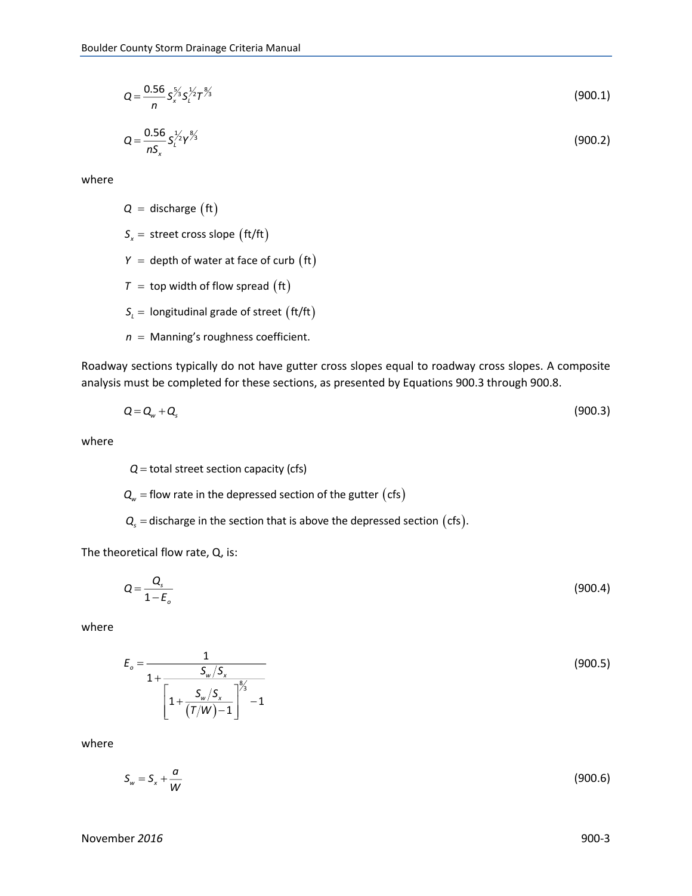$$Q = \frac{0.56}{n} S_x^{5/3} S_L^{1/2} T^{8/3} \tag{900.1}$$

$$Q = \frac{0.56}{nS_x} S_L^{1/2} Y^{8/3} \tag{900.2}$$

where

$Q$ = discharge (ft)

$S_x$ = street cross slope (ft/ft)

$Y$ = depth of water at face of curb (ft)

$T$ = top width of flow spread (ft)

$S_L$ = longitudinal grade of street (ft/ft)

$n$ = Manning's roughness coefficient.

Roadway sections typically do not have gutter cross slopes equal to roadway cross slopes. A composite analysis must be completed for these sections, as presented by Equations 900.3 through 900.8.

$$Q = Q_w + Q_s \tag{900.3}$$

where

$Q$ = total street section capacity (cfs)

$Q_w$ = flow rate in the depressed section of the gutter (cfs)

$Q_s$ = discharge in the section that is above the depressed section (cfs).

The theoretical flow rate, Q, is:

$$Q = \frac{Q_s}{1 - E_o} \tag{900.4}$$

where

$$E_o = \frac{1}{1 + \frac{S_w / S_x}{\left[1 + \frac{S_w / S_x}{(T/W) - 1}\right]^{8/3} - 1}} \tag{900.5}$$

where

$$S_w = S_x + \frac{a}{W} \tag{900.6}$$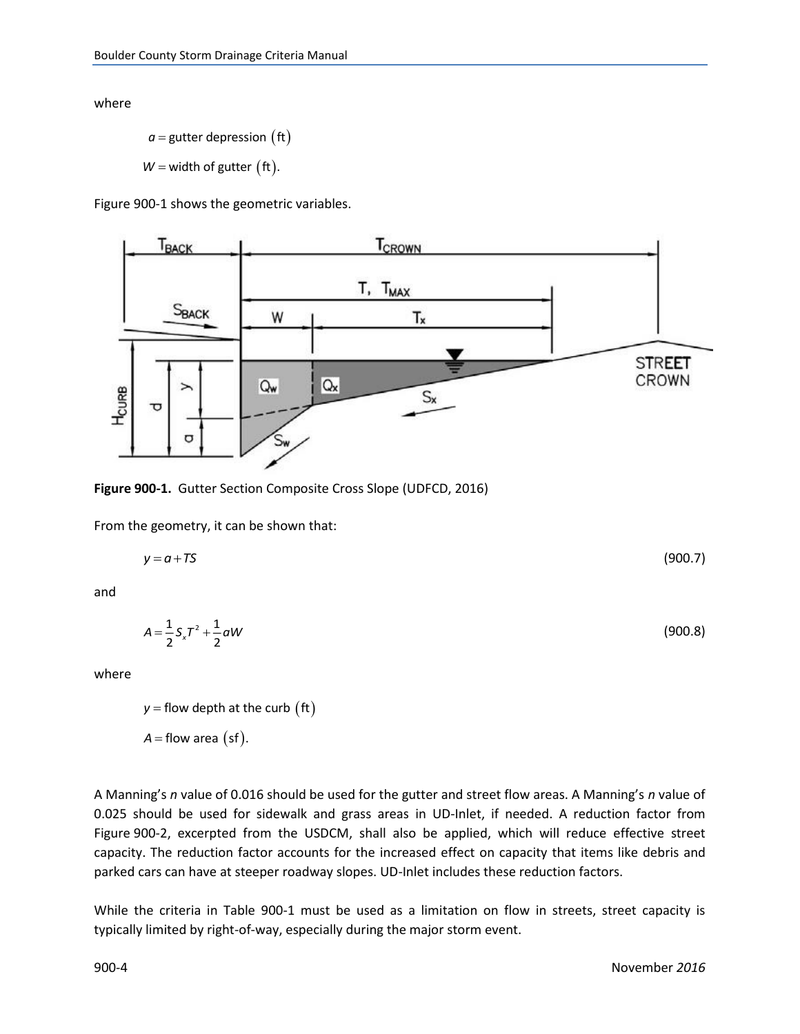where

$a$ = gutter depression (ft)

$W$ = width of gutter (ft).

Figure 900-1 shows the geometric variables.

**Figure 900-1.** Gutter Section Composite Cross Slope (UDFCD, 2016)

From the geometry, it can be shown that:

$$y = a + TS \tag{900.7}$$

and

$$A = \frac{1}{2} S_x T^2 + \frac{1}{2} aW \tag{900.8}$$

where

$y$ = flow depth at the curb (ft)

$A$ = flow area (sf).

A Manning's *n* value of 0.016 should be used for the gutter and street flow areas. A Manning's *n* value of 0.025 should be used for sidewalk and grass areas in UD-Inlet, if needed. A reduction factor from Figure 900-2, excerpted from the USDCM, shall also be applied, which will reduce effective street capacity. The reduction factor accounts for the increased effect on capacity that items like debris and parked cars can have at steeper roadway slopes. UD-Inlet includes these reduction factors.

While the criteria in Table 900-1 must be used as a limitation on flow in streets, street capacity is typically limited by right-of-way, especially during the major storm event.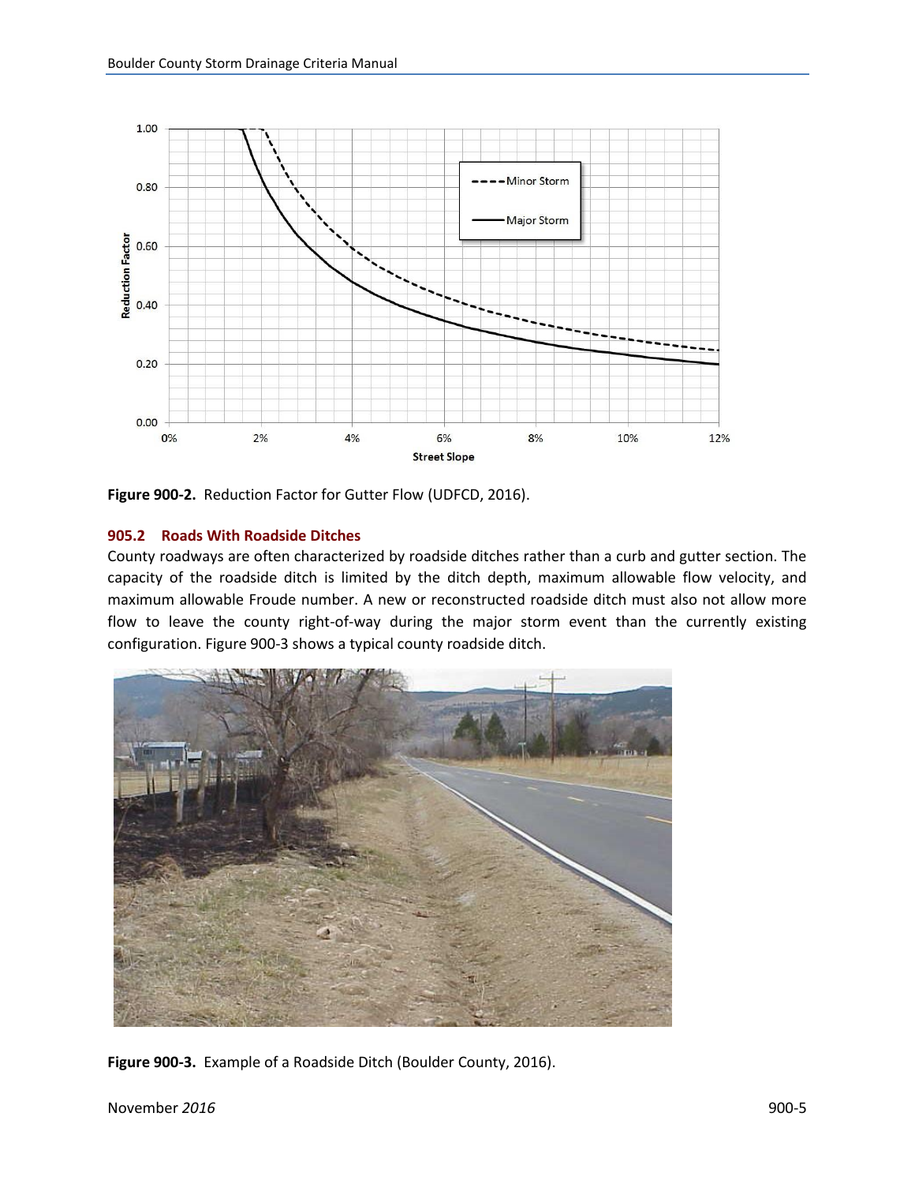**Figure 900-2.** Reduction Factor for Gutter Flow (UDFCD, 2016).

### 905.2 Roads With Roadside Ditches

County roadways are often characterized by roadside ditches rather than a curb and gutter section. The capacity of the roadside ditch is limited by the ditch depth, maximum allowable flow velocity, and maximum allowable Froude number. A new or reconstructed roadside ditch must also not allow more flow to leave the county right-of-way during the major storm event than the currently existing configuration. Figure 900-3 shows a typical county roadside ditch.

**Figure 900-3.** Example of a Roadside Ditch (Boulder County, 2016).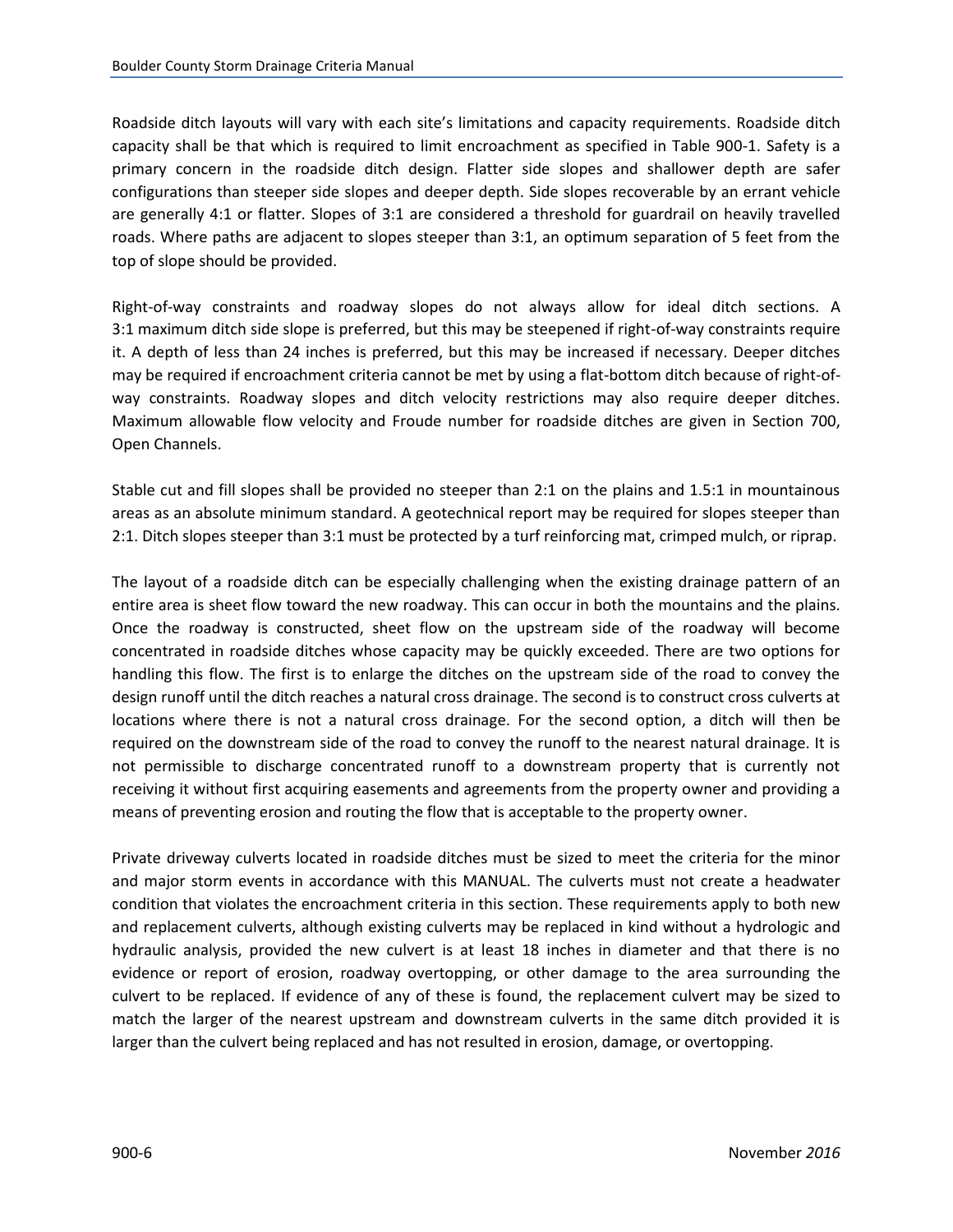Roadside ditch layouts will vary with each site's limitations and capacity requirements. Roadside ditch capacity shall be that which is required to limit encroachment as specified in Table 900-1. Safety is a primary concern in the roadside ditch design. Flatter side slopes and shallower depth are safer configurations than steeper side slopes and deeper depth. Side slopes recoverable by an errant vehicle are generally 4:1 or flatter. Slopes of 3:1 are considered a threshold for guardrail on heavily travelled roads. Where paths are adjacent to slopes steeper than 3:1, an optimum separation of 5 feet from the top of slope should be provided.

Right-of-way constraints and roadway slopes do not always allow for ideal ditch sections. A 3:1 maximum ditch side slope is preferred, but this may be steepened if right-of-way constraints require it. A depth of less than 24 inches is preferred, but this may be increased if necessary. Deeper ditches may be required if encroachment criteria cannot be met by using a flat-bottom ditch because of right-of-way constraints. Roadway slopes and ditch velocity restrictions may also require deeper ditches. Maximum allowable flow velocity and Froude number for roadside ditches are given in Section 700, Open Channels.

Stable cut and fill slopes shall be provided no steeper than 2:1 on the plains and 1.5:1 in mountainous areas as an absolute minimum standard. A geotechnical report may be required for slopes steeper than 2:1. Ditch slopes steeper than 3:1 must be protected by a turf reinforcing mat, crimped mulch, or riprap.

The layout of a roadside ditch can be especially challenging when the existing drainage pattern of an entire area is sheet flow toward the new roadway. This can occur in both the mountains and the plains. Once the roadway is constructed, sheet flow on the upstream side of the roadway will become concentrated in roadside ditches whose capacity may be quickly exceeded. There are two options for handling this flow. The first is to enlarge the ditches on the upstream side of the road to convey the design runoff until the ditch reaches a natural cross drainage. The second is to construct cross culverts at locations where there is not a natural cross drainage. For the second option, a ditch will then be required on the downstream side of the road to convey the runoff to the nearest natural drainage. It is not permissible to discharge concentrated runoff to a downstream property that is currently not receiving it without first acquiring easements and agreements from the property owner and providing a means of preventing erosion and routing the flow that is acceptable to the property owner.

Private driveway culverts located in roadside ditches must be sized to meet the criteria for the minor and major storm events in accordance with this MANUAL. The culverts must not create a headwater condition that violates the encroachment criteria in this section. These requirements apply to both new and replacement culverts, although existing culverts may be replaced in kind without a hydrologic and hydraulic analysis, provided the new culvert is at least 18 inches in diameter and that there is no evidence or report of erosion, roadway overtopping, or other damage to the area surrounding the culvert to be replaced. If evidence of any of these is found, the replacement culvert may be sized to match the larger of the nearest upstream and downstream culverts in the same ditch provided it is larger than the culvert being replaced and has not resulted in erosion, damage, or overtopping.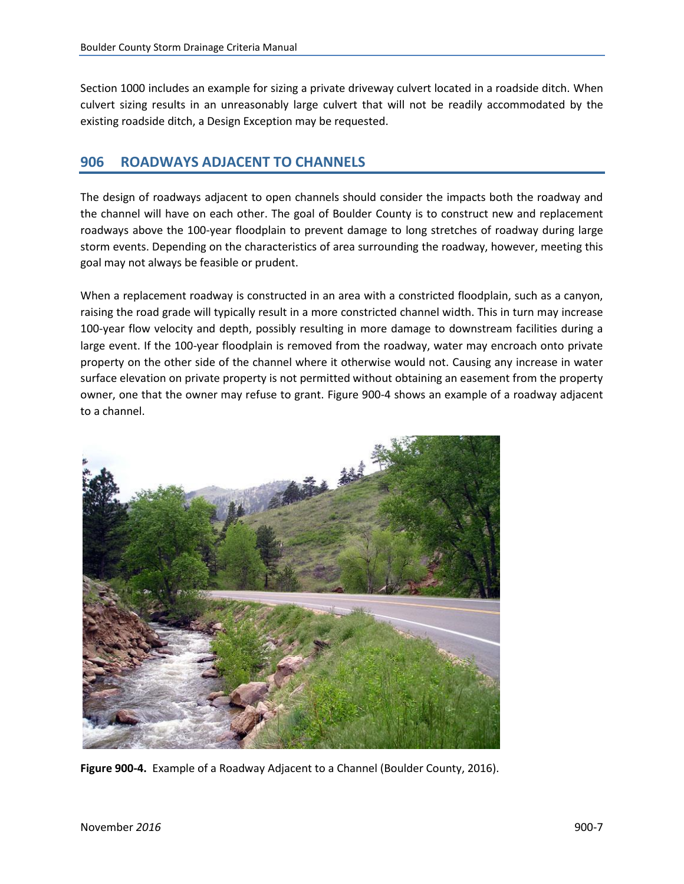Section 1000 includes an example for sizing a private driveway culvert located in a roadside ditch. When culvert sizing results in an unreasonably large culvert that will not be readily accommodated by the existing roadside ditch, a Design Exception may be requested.

## 906 ROADWAYS ADJACENT TO CHANNELS

The design of roadways adjacent to open channels should consider the impacts both the roadway and the channel will have on each other. The goal of Boulder County is to construct new and replacement roadways above the 100-year floodplain to prevent damage to long stretches of roadway during large storm events. Depending on the characteristics of area surrounding the roadway, however, meeting this goal may not always be feasible or prudent.

When a replacement roadway is constructed in an area with a constricted floodplain, such as a canyon, raising the road grade will typically result in a more constricted channel width. This in turn may increase 100-year flow velocity and depth, possibly resulting in more damage to downstream facilities during a large event. If the 100-year floodplain is removed from the roadway, water may encroach onto private property on the other side of the channel where it otherwise would not. Causing any increase in water surface elevation on private property is not permitted without obtaining an easement from the property owner, one that the owner may refuse to grant. Figure 900-4 shows an example of a roadway adjacent to a channel.

**Figure 900-4.** Example of a Roadway Adjacent to a Channel (Boulder County, 2016).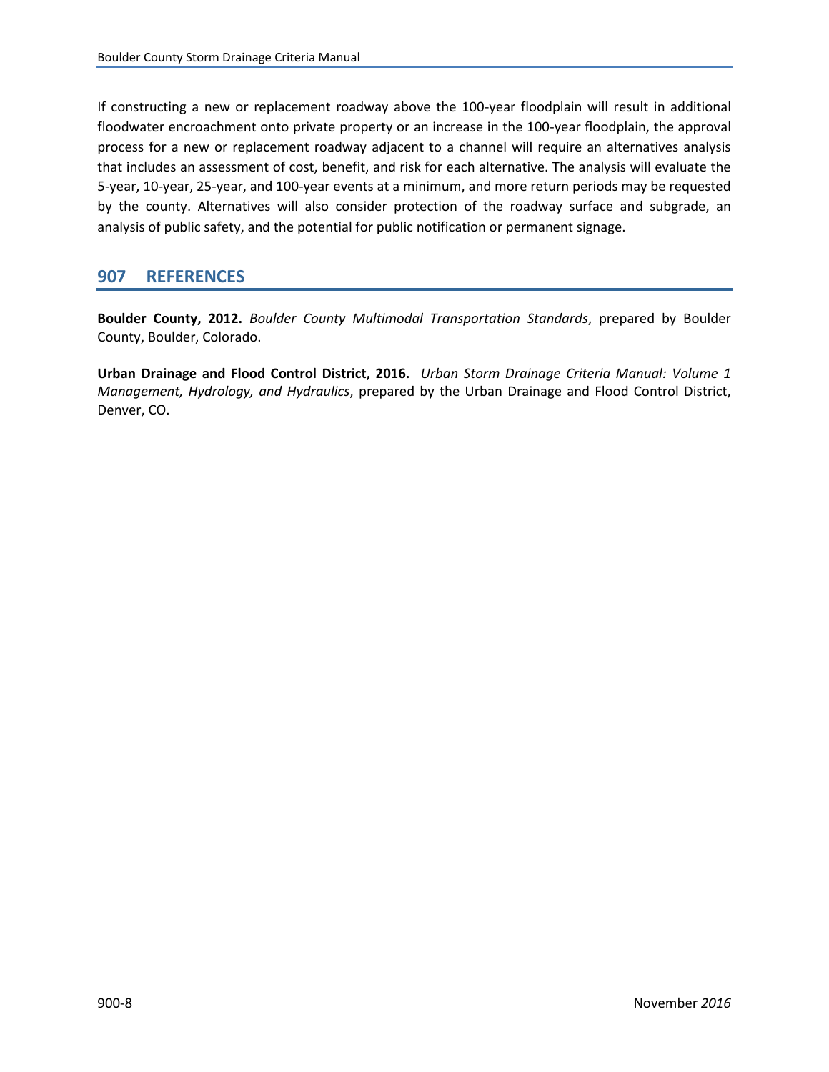If constructing a new or replacement roadway above the 100-year floodplain will result in additional floodwater encroachment onto private property or an increase in the 100-year floodplain, the approval process for a new or replacement roadway adjacent to a channel will require an alternatives analysis that includes an assessment of cost, benefit, and risk for each alternative. The analysis will evaluate the 5-year, 10-year, 25-year, and 100-year events at a minimum, and more return periods may be requested by the county. Alternatives will also consider protection of the roadway surface and subgrade, an analysis of public safety, and the potential for public notification or permanent signage.

## 907 REFERENCES

**Boulder County, 2012.** *Boulder County Multimodal Transportation Standards*, prepared by Boulder County, Boulder, Colorado.

**Urban Drainage and Flood Control District, 2016.** *Urban Storm Drainage Criteria Manual: Volume 1 Management, Hydrology, and Hydraulics*, prepared by the Urban Drainage and Flood Control District, Denver, CO.